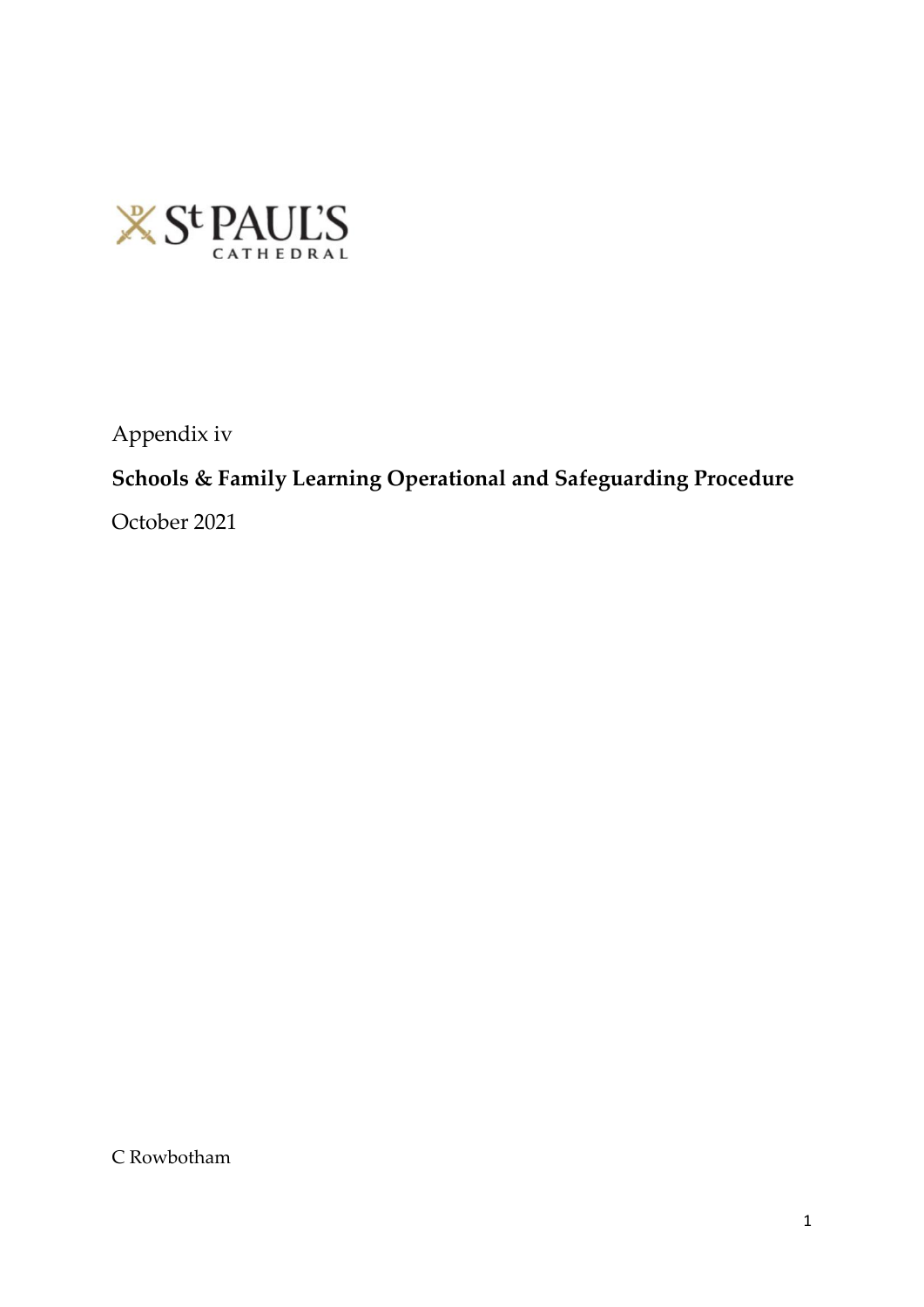St PAUL'S CATHEDRAL

Appendix iv

**Schools & Family Learning Operational and Safeguarding Procedure**

October 2021

C Rowbotham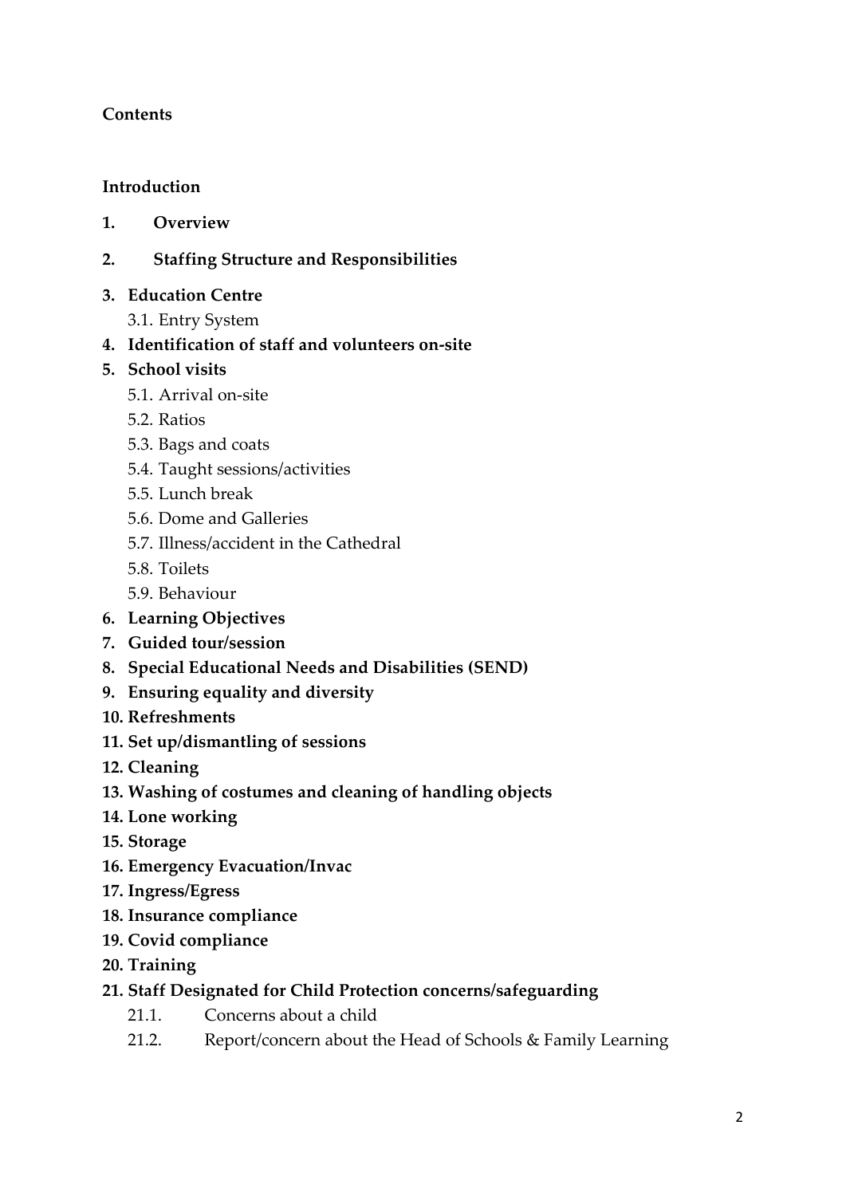**Contents**

**Introduction**

**1. Overview**

**2. Staffing Structure and Responsibilities**

**3. Education Centre**
   - 3.1. Entry System

**4. Identification of staff and volunteers on-site**

**5. School visits**
   - 5.1. Arrival on-site
   - 5.2. Ratios
   - 5.3. Bags and coats
   - 5.4. Taught sessions/activities
   - 5.5. Lunch break
   - 5.6. Dome and Galleries
   - 5.7. Illness/accident in the Cathedral
   - 5.8. Toilets
   - 5.9. Behaviour

**6. Learning Objectives**

**7. Guided tour/session**

**8. Special Educational Needs and Disabilities (SEND)**

**9. Ensuring equality and diversity**

**10. Refreshments**

**11. Set up/dismantling of sessions**

**12. Cleaning**

**13. Washing of costumes and cleaning of handling objects**

**14. Lone working**

**15. Storage**

**16. Emergency Evacuation/Invac**

**17. Ingress/Egress**

**18. Insurance compliance**

**19. Covid compliance**

**20. Training**

**21. Staff Designated for Child Protection concerns/safeguarding**
   - 21.1. Concerns about a child
   - 21.2. Report/concern about the Head of Schools & Family Learning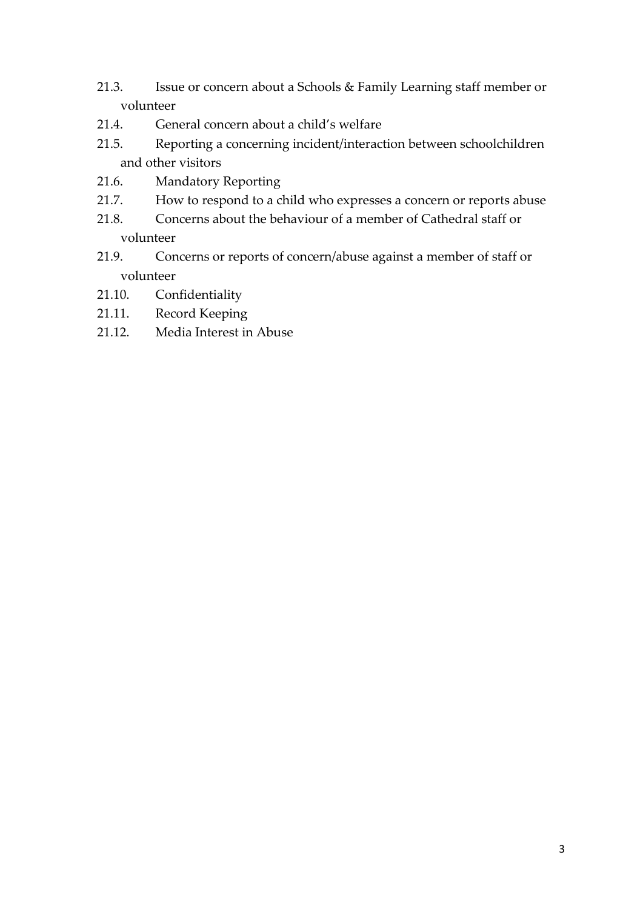21.3. Issue or concern about a Schools & Family Learning staff member or volunteer

21.4. General concern about a child's welfare

21.5. Reporting a concerning incident/interaction between schoolchildren and other visitors

21.6. Mandatory Reporting

21.7. How to respond to a child who expresses a concern or reports abuse

21.8. Concerns about the behaviour of a member of Cathedral staff or volunteer

21.9. Concerns or reports of concern/abuse against a member of staff or volunteer

21.10. Confidentiality

21.11. Record Keeping

21.12. Media Interest in Abuse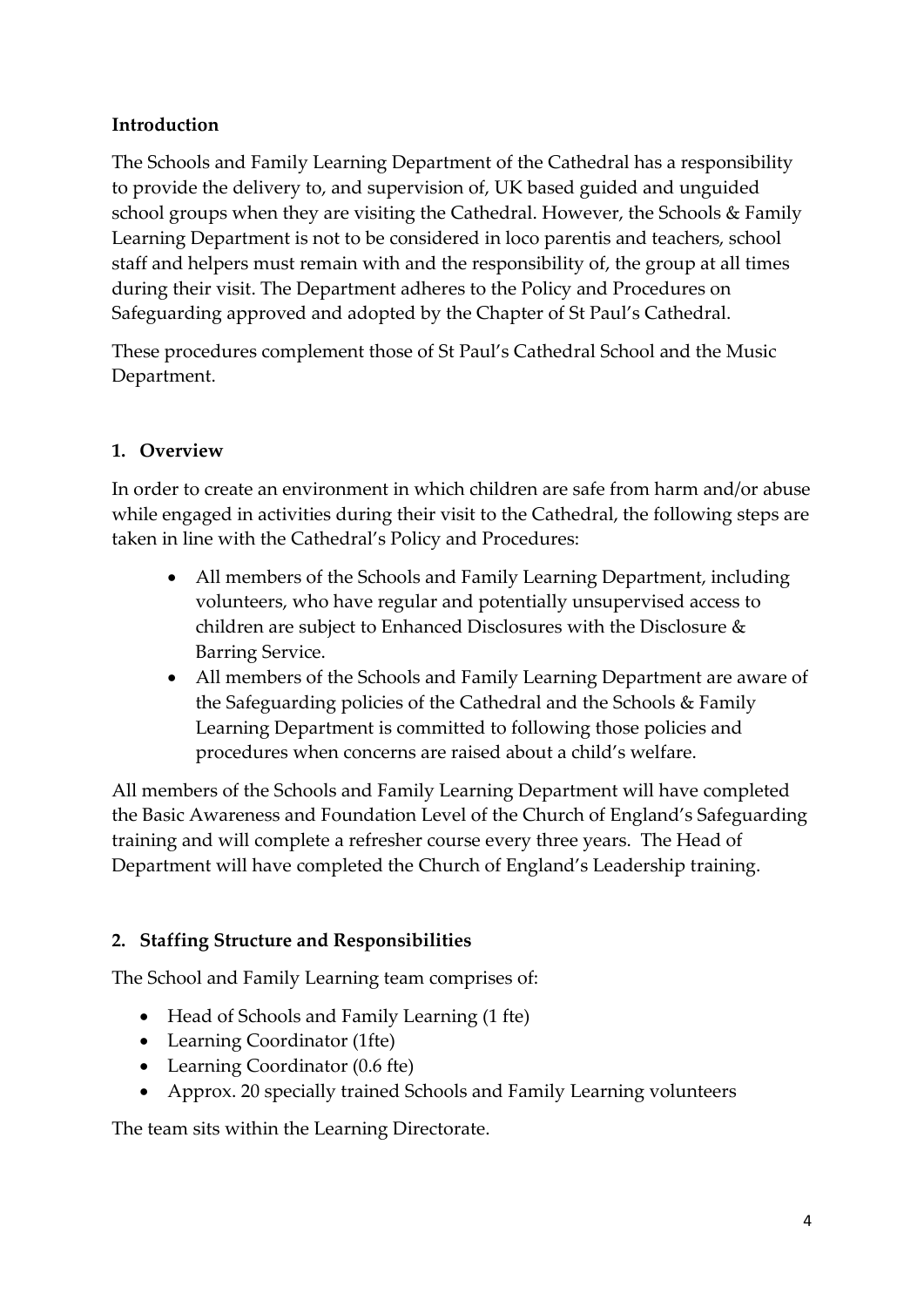**Introduction**

The Schools and Family Learning Department of the Cathedral has a responsibility to provide the delivery to, and supervision of, UK based guided and unguided school groups when they are visiting the Cathedral. However, the Schools & Family Learning Department is not to be considered in loco parentis and teachers, school staff and helpers must remain with and the responsibility of, the group at all times during their visit. The Department adheres to the Policy and Procedures on Safeguarding approved and adopted by the Chapter of St Paul's Cathedral.

These procedures complement those of St Paul's Cathedral School and the Music Department.

## 1. Overview

In order to create an environment in which children are safe from harm and/or abuse while engaged in activities during their visit to the Cathedral, the following steps are taken in line with the Cathedral's Policy and Procedures:

- All members of the Schools and Family Learning Department, including volunteers, who have regular and potentially unsupervised access to children are subject to Enhanced Disclosures with the Disclosure & Barring Service.
- All members of the Schools and Family Learning Department are aware of the Safeguarding policies of the Cathedral and the Schools & Family Learning Department is committed to following those policies and procedures when concerns are raised about a child's welfare.

All members of the Schools and Family Learning Department will have completed the Basic Awareness and Foundation Level of the Church of England's Safeguarding training and will complete a refresher course every three years. The Head of Department will have completed the Church of England's Leadership training.

## 2. Staffing Structure and Responsibilities

The School and Family Learning team comprises of:

- Head of Schools and Family Learning (1 fte)
- Learning Coordinator (1fte)
- Learning Coordinator (0.6 fte)
- Approx. 20 specially trained Schools and Family Learning volunteers

The team sits within the Learning Directorate.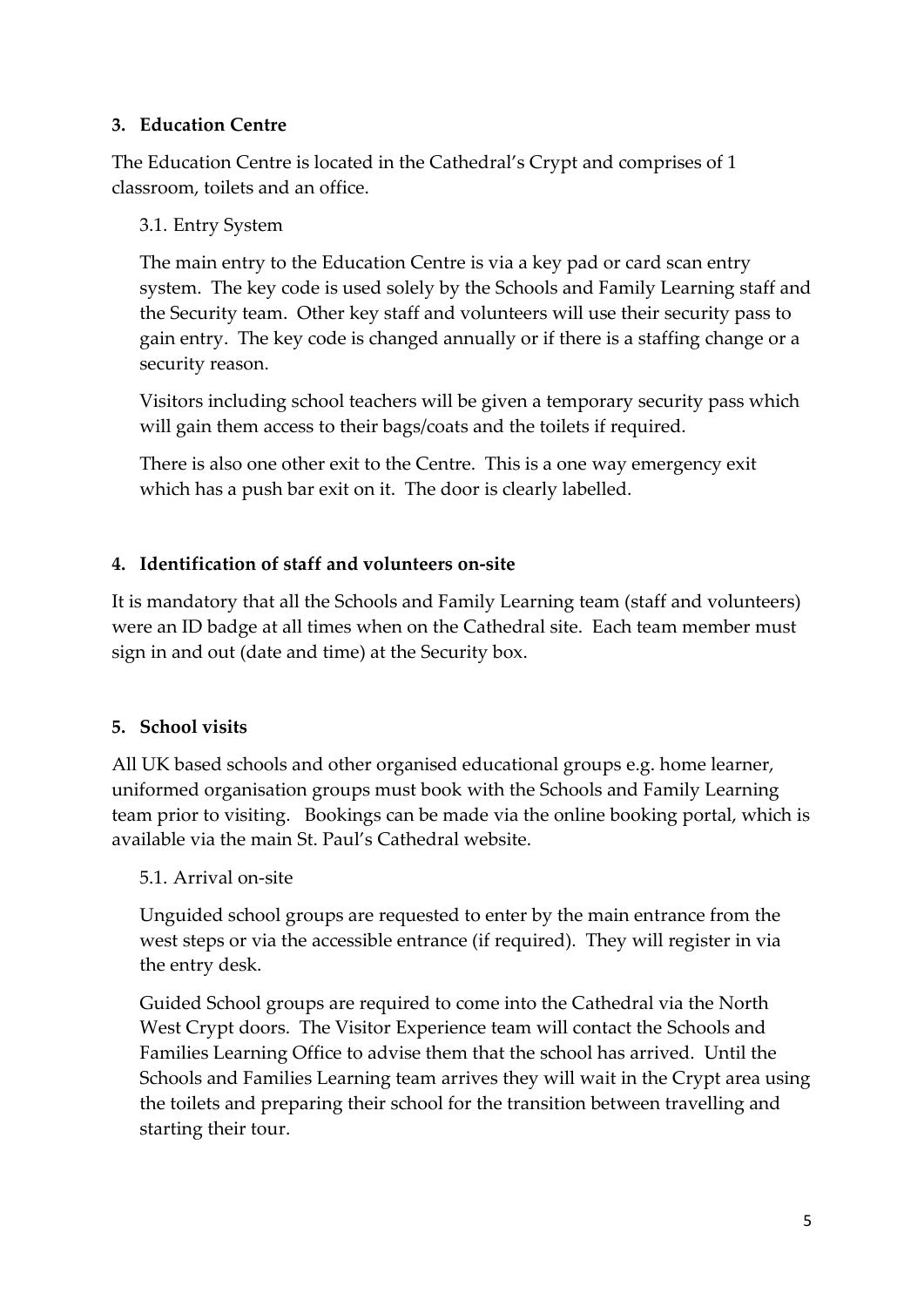## 3. Education Centre

The Education Centre is located in the Cathedral's Crypt and comprises of 1 classroom, toilets and an office.

### 3.1. Entry System

The main entry to the Education Centre is via a key pad or card scan entry system. The key code is used solely by the Schools and Family Learning staff and the Security team. Other key staff and volunteers will use their security pass to gain entry. The key code is changed annually or if there is a staffing change or a security reason.

Visitors including school teachers will be given a temporary security pass which will gain them access to their bags/coats and the toilets if required.

There is also one other exit to the Centre. This is a one way emergency exit which has a push bar exit on it. The door is clearly labelled.

## 4. Identification of staff and volunteers on-site

It is mandatory that all the Schools and Family Learning team (staff and volunteers) were an ID badge at all times when on the Cathedral site. Each team member must sign in and out (date and time) at the Security box.

## 5. School visits

All UK based schools and other organised educational groups e.g. home learner, uniformed organisation groups must book with the Schools and Family Learning team prior to visiting. Bookings can be made via the online booking portal, which is available via the main St. Paul's Cathedral website.

### 5.1. Arrival on-site

Unguided school groups are requested to enter by the main entrance from the west steps or via the accessible entrance (if required). They will register in via the entry desk.

Guided School groups are required to come into the Cathedral via the North West Crypt doors. The Visitor Experience team will contact the Schools and Families Learning Office to advise them that the school has arrived. Until the Schools and Families Learning team arrives they will wait in the Crypt area using the toilets and preparing their school for the transition between travelling and starting their tour.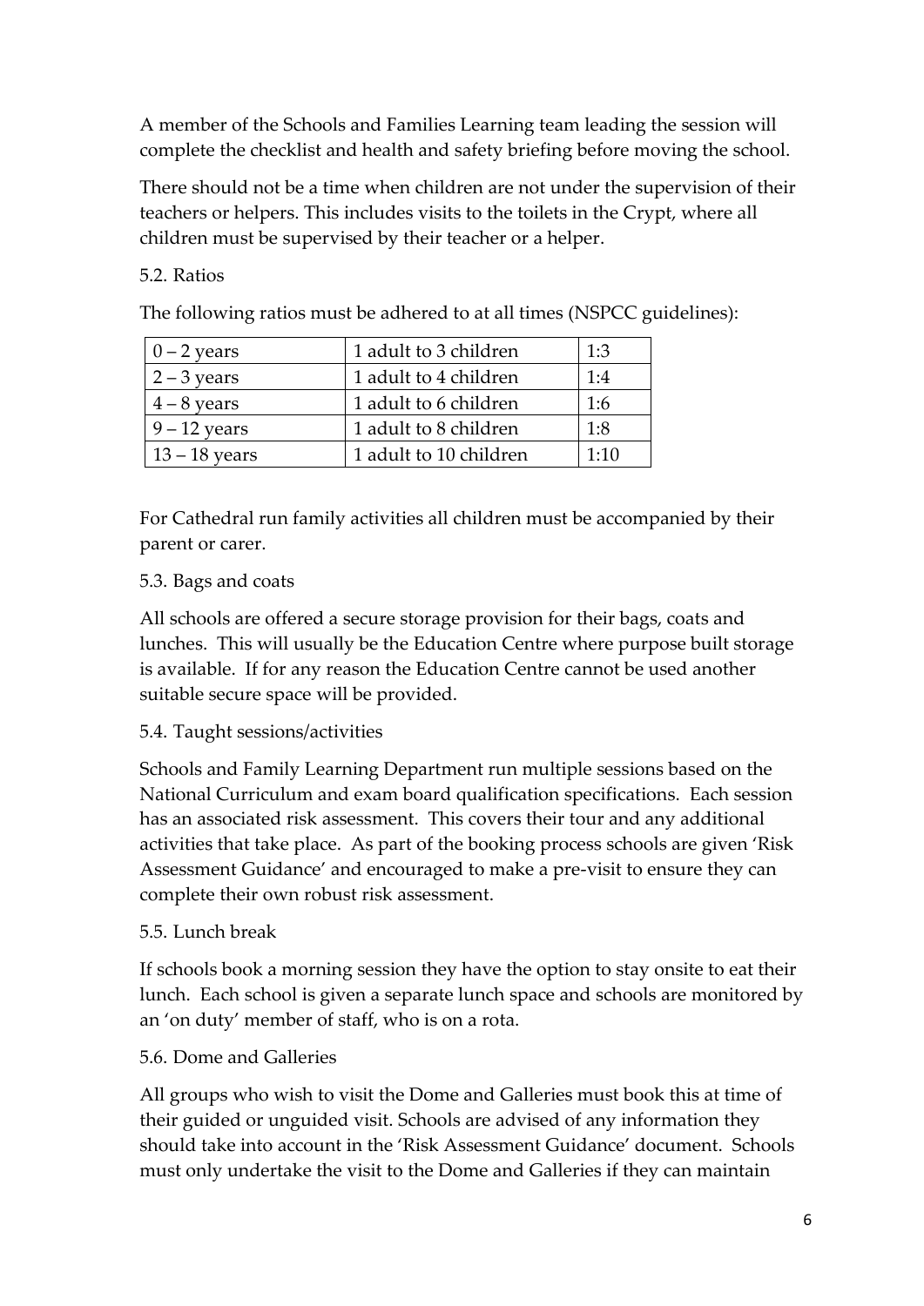A member of the Schools and Families Learning team leading the session will complete the checklist and health and safety briefing before moving the school.

There should not be a time when children are not under the supervision of their teachers or helpers. This includes visits to the toilets in the Crypt, where all children must be supervised by their teacher or a helper.

### 5.2. Ratios

The following ratios must be adhered to at all times (NSPCC guidelines):

| | | |
|---|---|---|
| 0 – 2 years | 1 adult to 3 children | 1:3 |
| 2 – 3 years | 1 adult to 4 children | 1:4 |
| 4 – 8 years | 1 adult to 6 children | 1:6 |
| 9 – 12 years | 1 adult to 8 children | 1:8 |
| 13 – 18 years | 1 adult to 10 children | 1:10 |

For Cathedral run family activities all children must be accompanied by their parent or carer.

### 5.3. Bags and coats

All schools are offered a secure storage provision for their bags, coats and lunches. This will usually be the Education Centre where purpose built storage is available. If for any reason the Education Centre cannot be used another suitable secure space will be provided.

### 5.4. Taught sessions/activities

Schools and Family Learning Department run multiple sessions based on the National Curriculum and exam board qualification specifications. Each session has an associated risk assessment. This covers their tour and any additional activities that take place. As part of the booking process schools are given 'Risk Assessment Guidance' and encouraged to make a pre-visit to ensure they can complete their own robust risk assessment.

### 5.5. Lunch break

If schools book a morning session they have the option to stay onsite to eat their lunch. Each school is given a separate lunch space and schools are monitored by an 'on duty' member of staff, who is on a rota.

### 5.6. Dome and Galleries

All groups who wish to visit the Dome and Galleries must book this at time of their guided or unguided visit. Schools are advised of any information they should take into account in the 'Risk Assessment Guidance' document. Schools must only undertake the visit to the Dome and Galleries if they can maintain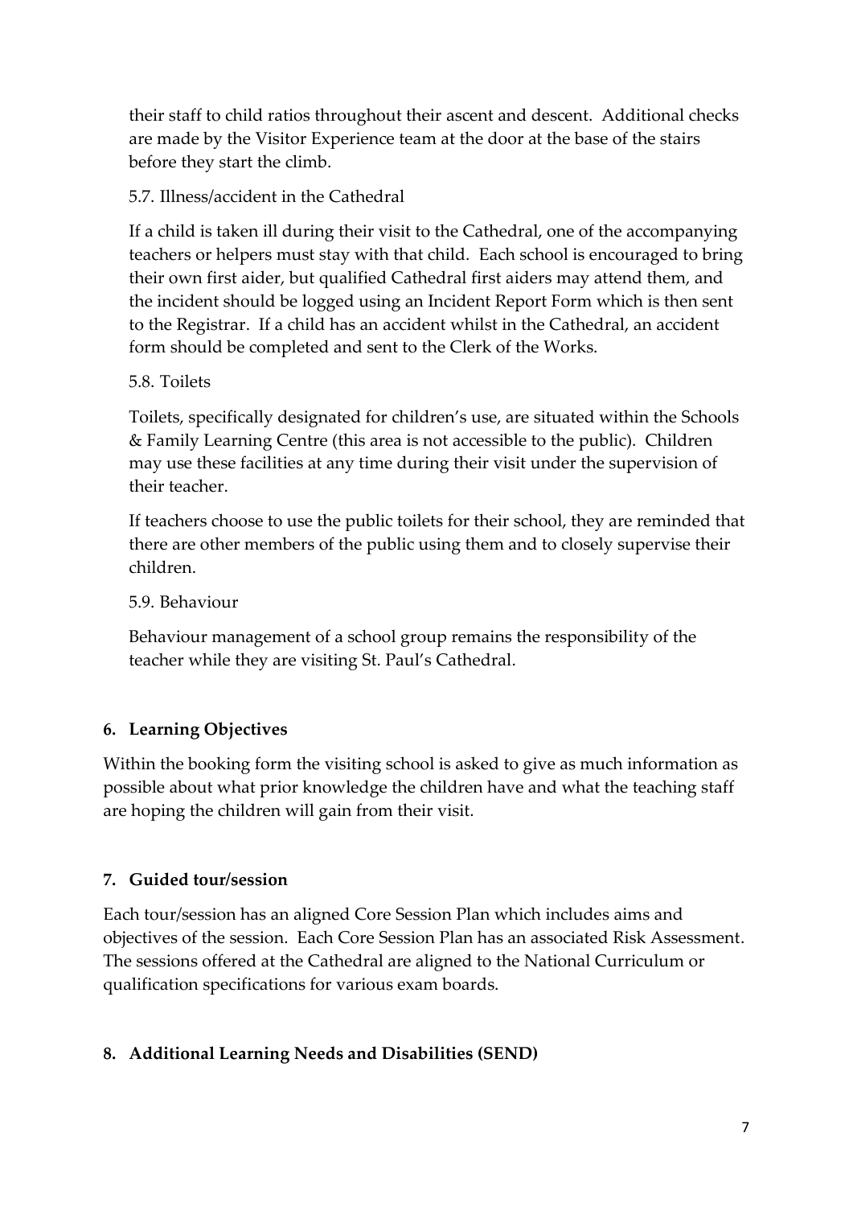their staff to child ratios throughout their ascent and descent. Additional checks are made by the Visitor Experience team at the door at the base of the stairs before they start the climb.

5.7. Illness/accident in the Cathedral

If a child is taken ill during their visit to the Cathedral, one of the accompanying teachers or helpers must stay with that child. Each school is encouraged to bring their own first aider, but qualified Cathedral first aiders may attend them, and the incident should be logged using an Incident Report Form which is then sent to the Registrar. If a child has an accident whilst in the Cathedral, an accident form should be completed and sent to the Clerk of the Works.

5.8. Toilets

Toilets, specifically designated for children's use, are situated within the Schools & Family Learning Centre (this area is not accessible to the public). Children may use these facilities at any time during their visit under the supervision of their teacher.

If teachers choose to use the public toilets for their school, they are reminded that there are other members of the public using them and to closely supervise their children.

5.9. Behaviour

Behaviour management of a school group remains the responsibility of the teacher while they are visiting St. Paul's Cathedral.

## 6. Learning Objectives

Within the booking form the visiting school is asked to give as much information as possible about what prior knowledge the children have and what the teaching staff are hoping the children will gain from their visit.

## 7. Guided tour/session

Each tour/session has an aligned Core Session Plan which includes aims and objectives of the session. Each Core Session Plan has an associated Risk Assessment. The sessions offered at the Cathedral are aligned to the National Curriculum or qualification specifications for various exam boards.

## 8. Additional Learning Needs and Disabilities (SEND)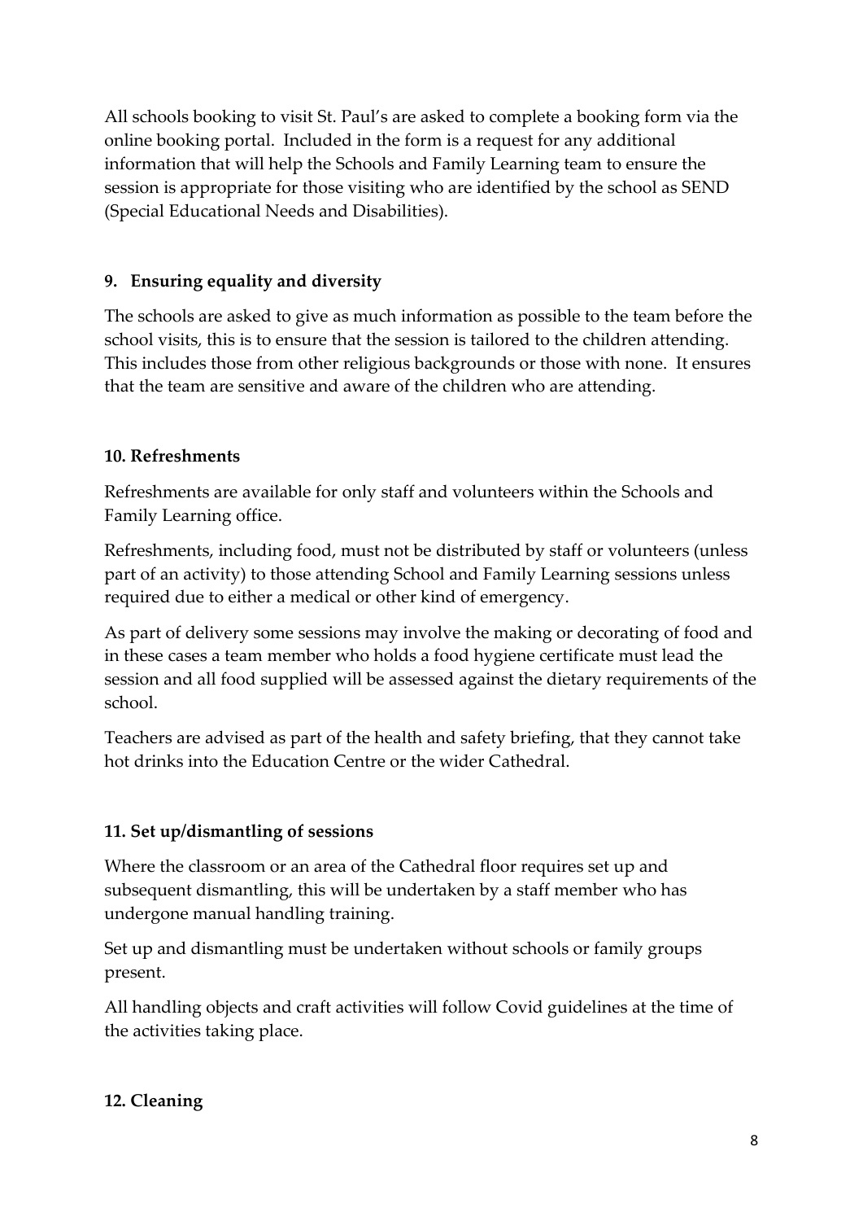All schools booking to visit St. Paul's are asked to complete a booking form via the online booking portal. Included in the form is a request for any additional information that will help the Schools and Family Learning team to ensure the session is appropriate for those visiting who are identified by the school as SEND (Special Educational Needs and Disabilities).

## 9. Ensuring equality and diversity

The schools are asked to give as much information as possible to the team before the school visits, this is to ensure that the session is tailored to the children attending. This includes those from other religious backgrounds or those with none. It ensures that the team are sensitive and aware of the children who are attending.

## 10. Refreshments

Refreshments are available for only staff and volunteers within the Schools and Family Learning office.

Refreshments, including food, must not be distributed by staff or volunteers (unless part of an activity) to those attending School and Family Learning sessions unless required due to either a medical or other kind of emergency.

As part of delivery some sessions may involve the making or decorating of food and in these cases a team member who holds a food hygiene certificate must lead the session and all food supplied will be assessed against the dietary requirements of the school.

Teachers are advised as part of the health and safety briefing, that they cannot take hot drinks into the Education Centre or the wider Cathedral.

## 11. Set up/dismantling of sessions

Where the classroom or an area of the Cathedral floor requires set up and subsequent dismantling, this will be undertaken by a staff member who has undergone manual handling training.

Set up and dismantling must be undertaken without schools or family groups present.

All handling objects and craft activities will follow Covid guidelines at the time of the activities taking place.

## 12. Cleaning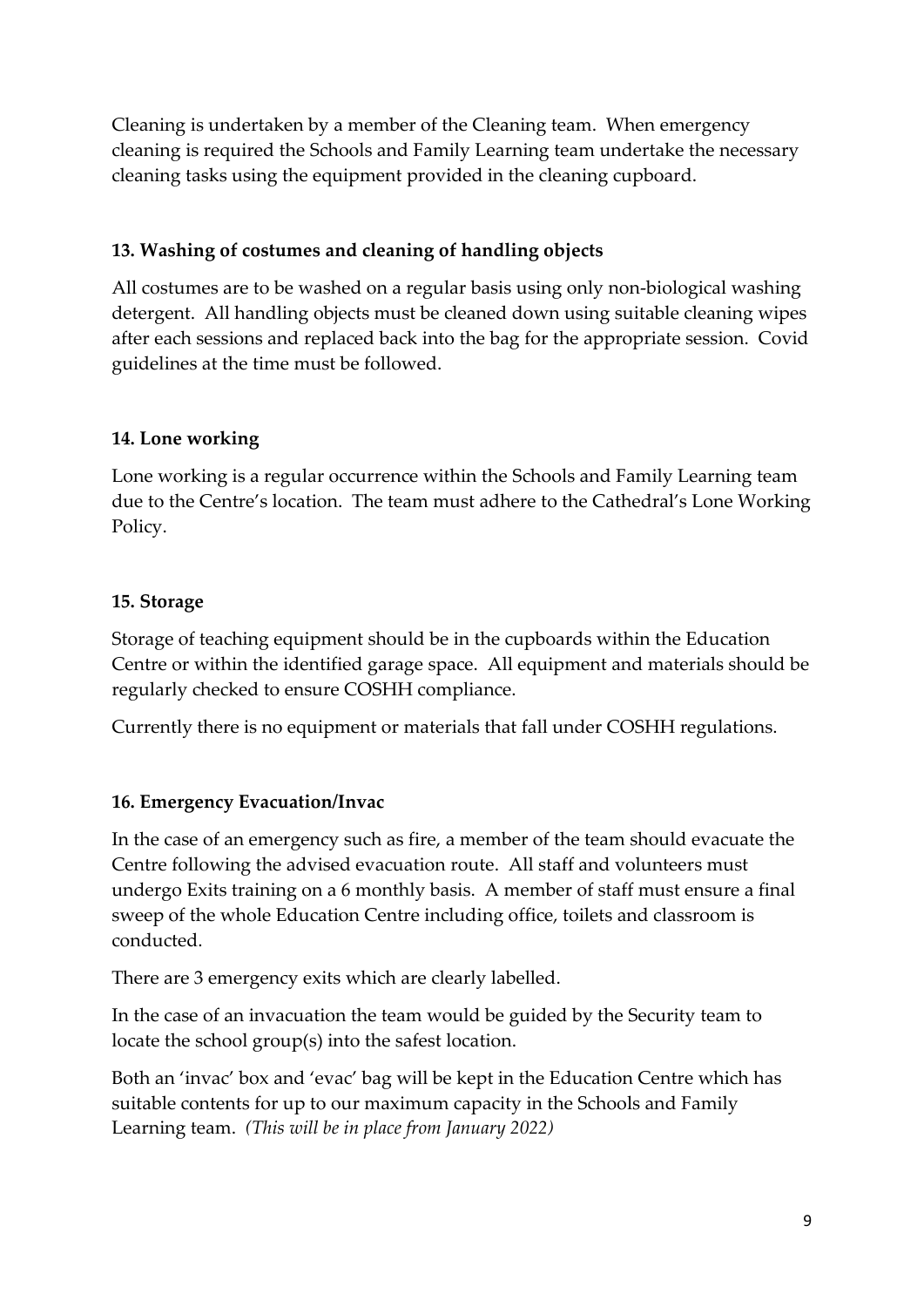Cleaning is undertaken by a member of the Cleaning team. When emergency cleaning is required the Schools and Family Learning team undertake the necessary cleaning tasks using the equipment provided in the cleaning cupboard.

### 13. Washing of costumes and cleaning of handling objects

All costumes are to be washed on a regular basis using only non-biological washing detergent. All handling objects must be cleaned down using suitable cleaning wipes after each sessions and replaced back into the bag for the appropriate session. Covid guidelines at the time must be followed.

### 14. Lone working

Lone working is a regular occurrence within the Schools and Family Learning team due to the Centre's location. The team must adhere to the Cathedral's Lone Working Policy.

### 15. Storage

Storage of teaching equipment should be in the cupboards within the Education Centre or within the identified garage space. All equipment and materials should be regularly checked to ensure COSHH compliance.

Currently there is no equipment or materials that fall under COSHH regulations.

### 16. Emergency Evacuation/Invac

In the case of an emergency such as fire, a member of the team should evacuate the Centre following the advised evacuation route. All staff and volunteers must undergo Exits training on a 6 monthly basis. A member of staff must ensure a final sweep of the whole Education Centre including office, toilets and classroom is conducted.

There are 3 emergency exits which are clearly labelled.

In the case of an invacuation the team would be guided by the Security team to locate the school group(s) into the safest location.

Both an 'invac' box and 'evac' bag will be kept in the Education Centre which has suitable contents for up to our maximum capacity in the Schools and Family Learning team. *(This will be in place from January 2022)*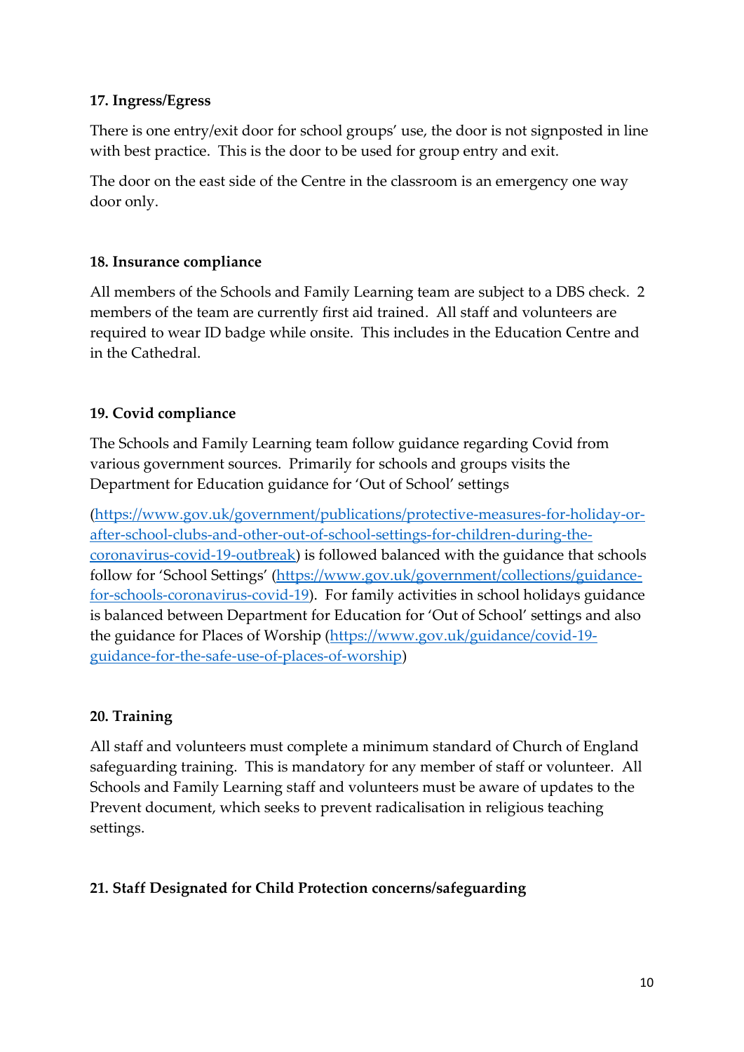**17. Ingress/Egress**

There is one entry/exit door for school groups' use, the door is not signposted in line with best practice. This is the door to be used for group entry and exit.

The door on the east side of the Centre in the classroom is an emergency one way door only.

**18. Insurance compliance**

All members of the Schools and Family Learning team are subject to a DBS check. 2 members of the team are currently first aid trained. All staff and volunteers are required to wear ID badge while onsite. This includes in the Education Centre and in the Cathedral.

**19. Covid compliance**

The Schools and Family Learning team follow guidance regarding Covid from various government sources. Primarily for schools and groups visits the Department for Education guidance for 'Out of School' settings

([https://www.gov.uk/government/publications/protective-measures-for-holiday-or-after-school-clubs-and-other-out-of-school-settings-for-children-during-the-coronavirus-covid-19-outbreak](https://www.gov.uk/government/publications/protective-measures-for-holiday-or-after-school-clubs-and-other-out-of-school-settings-for-children-during-the-coronavirus-covid-19-outbreak)) is followed balanced with the guidance that schools follow for 'School Settings' ([https://www.gov.uk/government/collections/guidance-for-schools-coronavirus-covid-19](https://www.gov.uk/government/collections/guidance-for-schools-coronavirus-covid-19)). For family activities in school holidays guidance is balanced between Department for Education for 'Out of School' settings and also the guidance for Places of Worship ([https://www.gov.uk/guidance/covid-19-guidance-for-the-safe-use-of-places-of-worship](https://www.gov.uk/guidance/covid-19-guidance-for-the-safe-use-of-places-of-worship))

**20. Training**

All staff and volunteers must complete a minimum standard of Church of England safeguarding training. This is mandatory for any member of staff or volunteer. All Schools and Family Learning staff and volunteers must be aware of updates to the Prevent document, which seeks to prevent radicalisation in religious teaching settings.

**21. Staff Designated for Child Protection concerns/safeguarding**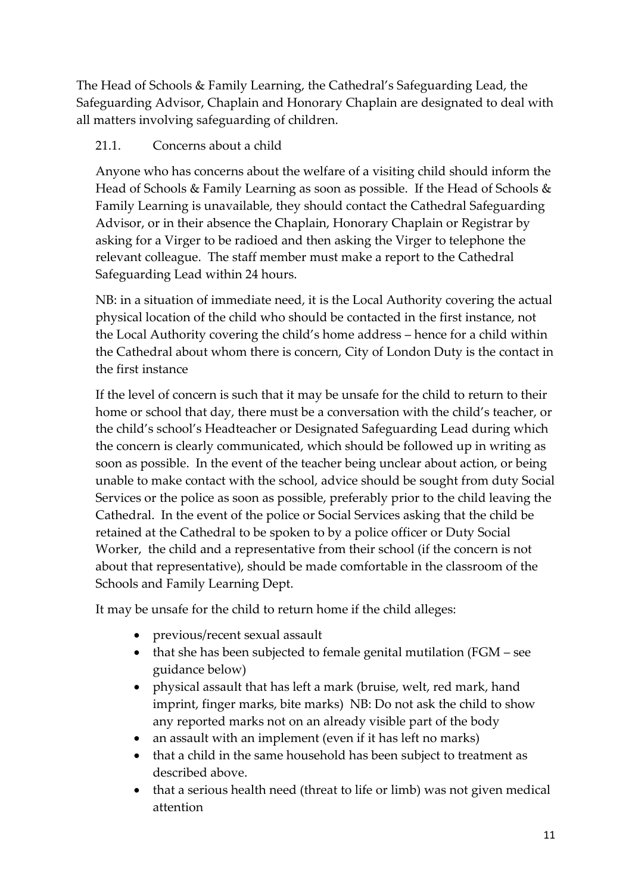The Head of Schools & Family Learning, the Cathedral's Safeguarding Lead, the Safeguarding Advisor, Chaplain and Honorary Chaplain are designated to deal with all matters involving safeguarding of children.

### 21.1. Concerns about a child

Anyone who has concerns about the welfare of a visiting child should inform the Head of Schools & Family Learning as soon as possible. If the Head of Schools & Family Learning is unavailable, they should contact the Cathedral Safeguarding Advisor, or in their absence the Chaplain, Honorary Chaplain or Registrar by asking for a Virger to be radioed and then asking the Virger to telephone the relevant colleague. The staff member must make a report to the Cathedral Safeguarding Lead within 24 hours.

NB: in a situation of immediate need, it is the Local Authority covering the actual physical location of the child who should be contacted in the first instance, not the Local Authority covering the child's home address – hence for a child within the Cathedral about whom there is concern, City of London Duty is the contact in the first instance

If the level of concern is such that it may be unsafe for the child to return to their home or school that day, there must be a conversation with the child's teacher, or the child's school's Headteacher or Designated Safeguarding Lead during which the concern is clearly communicated, which should be followed up in writing as soon as possible. In the event of the teacher being unclear about action, or being unable to make contact with the school, advice should be sought from duty Social Services or the police as soon as possible, preferably prior to the child leaving the Cathedral. In the event of the police or Social Services asking that the child be retained at the Cathedral to be spoken to by a police officer or Duty Social Worker, the child and a representative from their school (if the concern is not about that representative), should be made comfortable in the classroom of the Schools and Family Learning Dept.

It may be unsafe for the child to return home if the child alleges:

- previous/recent sexual assault
- that she has been subjected to female genital mutilation (FGM – see guidance below)
- physical assault that has left a mark (bruise, welt, red mark, hand imprint, finger marks, bite marks) NB: Do not ask the child to show any reported marks not on an already visible part of the body
- an assault with an implement (even if it has left no marks)
- that a child in the same household has been subject to treatment as described above.
- that a serious health need (threat to life or limb) was not given medical attention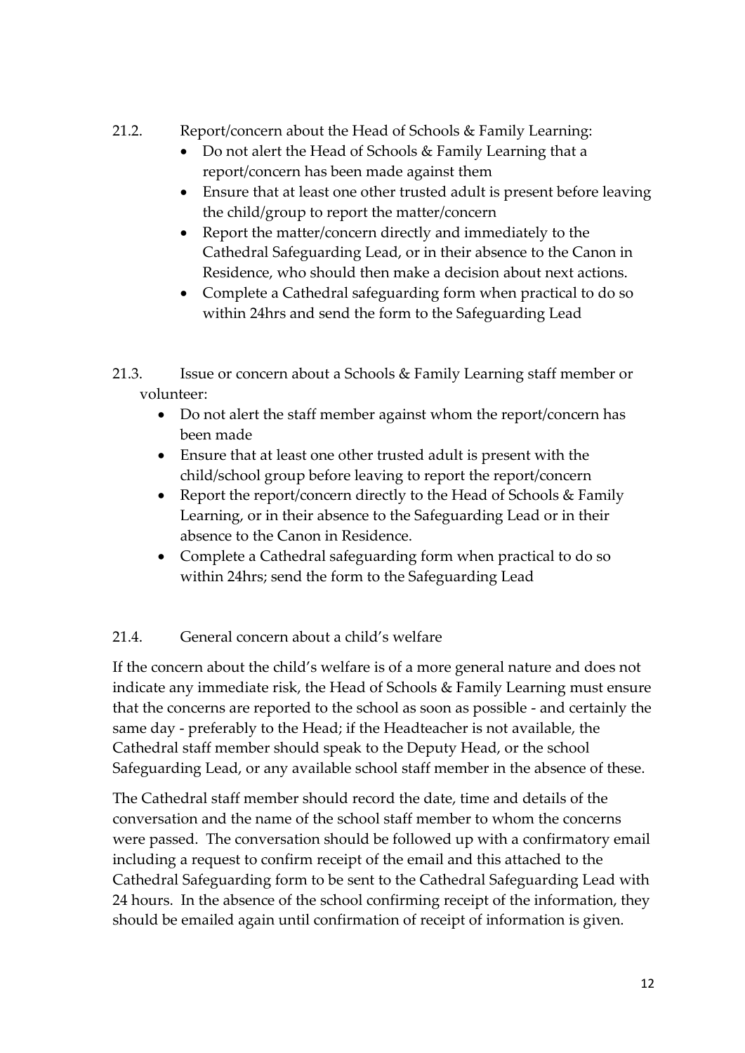21.2. Report/concern about the Head of Schools & Family Learning:

- Do not alert the Head of Schools & Family Learning that a report/concern has been made against them
- Ensure that at least one other trusted adult is present before leaving the child/group to report the matter/concern
- Report the matter/concern directly and immediately to the Cathedral Safeguarding Lead, or in their absence to the Canon in Residence, who should then make a decision about next actions.
- Complete a Cathedral safeguarding form when practical to do so within 24hrs and send the form to the Safeguarding Lead

21.3. Issue or concern about a Schools & Family Learning staff member or volunteer:

- Do not alert the staff member against whom the report/concern has been made
- Ensure that at least one other trusted adult is present with the child/school group before leaving to report the report/concern
- Report the report/concern directly to the Head of Schools & Family Learning, or in their absence to the Safeguarding Lead or in their absence to the Canon in Residence.
- Complete a Cathedral safeguarding form when practical to do so within 24hrs; send the form to the Safeguarding Lead

21.4. General concern about a child's welfare

If the concern about the child's welfare is of a more general nature and does not indicate any immediate risk, the Head of Schools & Family Learning must ensure that the concerns are reported to the school as soon as possible - and certainly the same day - preferably to the Head; if the Headteacher is not available, the Cathedral staff member should speak to the Deputy Head, or the school Safeguarding Lead, or any available school staff member in the absence of these.

The Cathedral staff member should record the date, time and details of the conversation and the name of the school staff member to whom the concerns were passed. The conversation should be followed up with a confirmatory email including a request to confirm receipt of the email and this attached to the Cathedral Safeguarding form to be sent to the Cathedral Safeguarding Lead with 24 hours. In the absence of the school confirming receipt of the information, they should be emailed again until confirmation of receipt of information is given.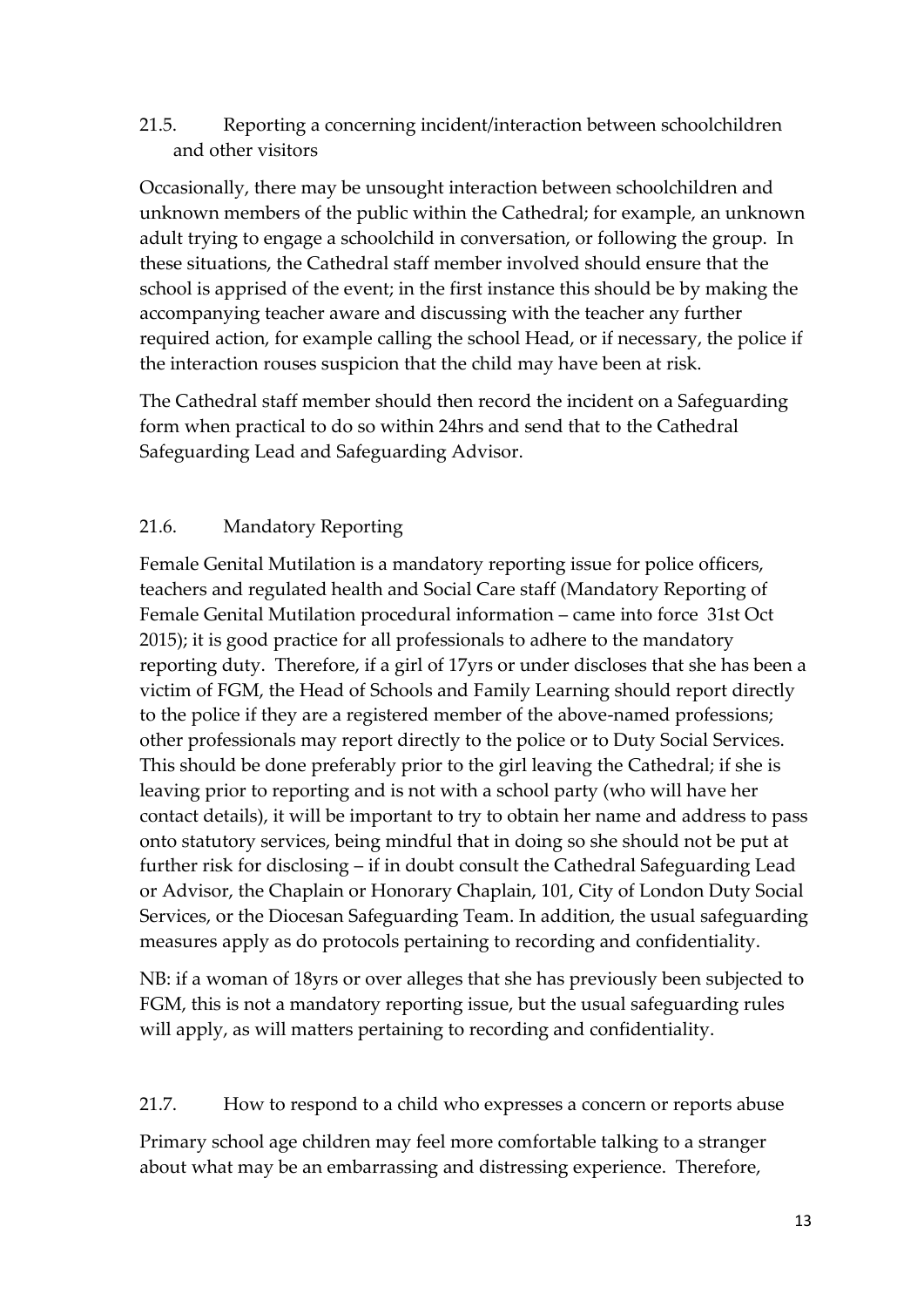### 21.5. Reporting a concerning incident/interaction between schoolchildren and other visitors

Occasionally, there may be unsought interaction between schoolchildren and unknown members of the public within the Cathedral; for example, an unknown adult trying to engage a schoolchild in conversation, or following the group. In these situations, the Cathedral staff member involved should ensure that the school is apprised of the event; in the first instance this should be by making the accompanying teacher aware and discussing with the teacher any further required action, for example calling the school Head, or if necessary, the police if the interaction rouses suspicion that the child may have been at risk.

The Cathedral staff member should then record the incident on a Safeguarding form when practical to do so within 24hrs and send that to the Cathedral Safeguarding Lead and Safeguarding Advisor.

### 21.6. Mandatory Reporting

Female Genital Mutilation is a mandatory reporting issue for police officers, teachers and regulated health and Social Care staff (Mandatory Reporting of Female Genital Mutilation procedural information – came into force 31st Oct 2015); it is good practice for all professionals to adhere to the mandatory reporting duty. Therefore, if a girl of 17yrs or under discloses that she has been a victim of FGM, the Head of Schools and Family Learning should report directly to the police if they are a registered member of the above-named professions; other professionals may report directly to the police or to Duty Social Services. This should be done preferably prior to the girl leaving the Cathedral; if she is leaving prior to reporting and is not with a school party (who will have her contact details), it will be important to try to obtain her name and address to pass onto statutory services, being mindful that in doing so she should not be put at further risk for disclosing – if in doubt consult the Cathedral Safeguarding Lead or Advisor, the Chaplain or Honorary Chaplain, 101, City of London Duty Social Services, or the Diocesan Safeguarding Team. In addition, the usual safeguarding measures apply as do protocols pertaining to recording and confidentiality.

NB: if a woman of 18yrs or over alleges that she has previously been subjected to FGM, this is not a mandatory reporting issue, but the usual safeguarding rules will apply, as will matters pertaining to recording and confidentiality.

### 21.7. How to respond to a child who expresses a concern or reports abuse

Primary school age children may feel more comfortable talking to a stranger about what may be an embarrassing and distressing experience. Therefore,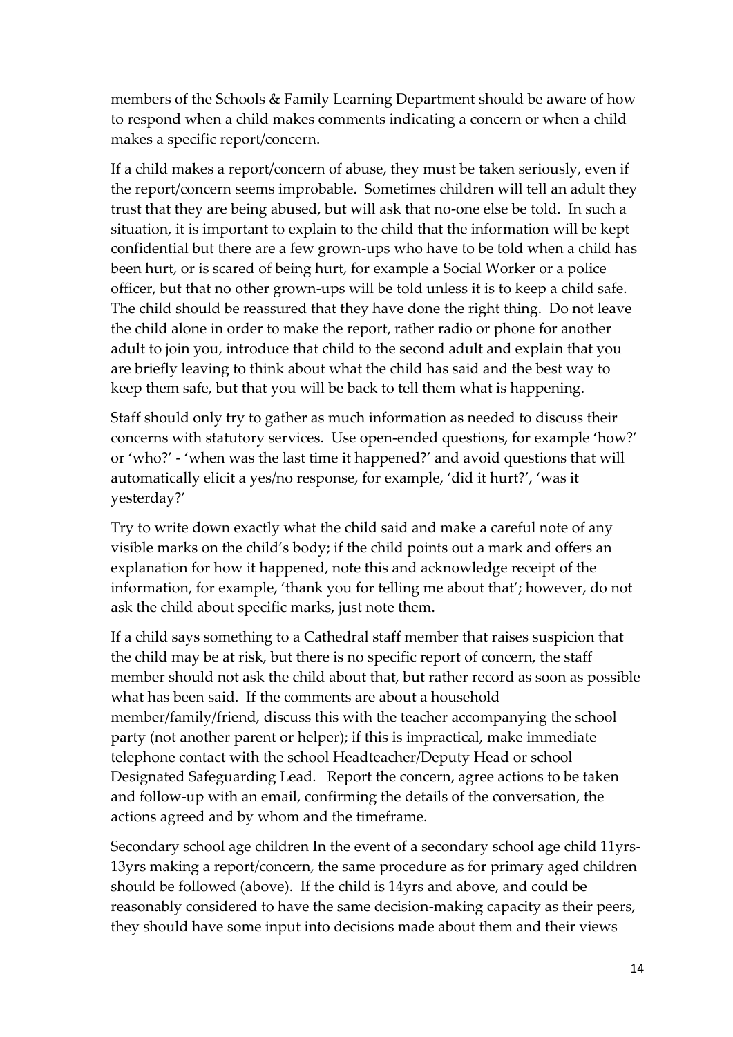members of the Schools & Family Learning Department should be aware of how to respond when a child makes comments indicating a concern or when a child makes a specific report/concern.

If a child makes a report/concern of abuse, they must be taken seriously, even if the report/concern seems improbable. Sometimes children will tell an adult they trust that they are being abused, but will ask that no-one else be told. In such a situation, it is important to explain to the child that the information will be kept confidential but there are a few grown-ups who have to be told when a child has been hurt, or is scared of being hurt, for example a Social Worker or a police officer, but that no other grown-ups will be told unless it is to keep a child safe. The child should be reassured that they have done the right thing. Do not leave the child alone in order to make the report, rather radio or phone for another adult to join you, introduce that child to the second adult and explain that you are briefly leaving to think about what the child has said and the best way to keep them safe, but that you will be back to tell them what is happening.

Staff should only try to gather as much information as needed to discuss their concerns with statutory services. Use open-ended questions, for example 'how?' or 'who?' - 'when was the last time it happened?' and avoid questions that will automatically elicit a yes/no response, for example, 'did it hurt?', 'was it yesterday?'

Try to write down exactly what the child said and make a careful note of any visible marks on the child's body; if the child points out a mark and offers an explanation for how it happened, note this and acknowledge receipt of the information, for example, 'thank you for telling me about that'; however, do not ask the child about specific marks, just note them.

If a child says something to a Cathedral staff member that raises suspicion that the child may be at risk, but there is no specific report of concern, the staff member should not ask the child about that, but rather record as soon as possible what has been said. If the comments are about a household member/family/friend, discuss this with the teacher accompanying the school party (not another parent or helper); if this is impractical, make immediate telephone contact with the school Headteacher/Deputy Head or school Designated Safeguarding Lead. Report the concern, agree actions to be taken and follow-up with an email, confirming the details of the conversation, the actions agreed and by whom and the timeframe.

Secondary school age children In the event of a secondary school age child 11yrs-13yrs making a report/concern, the same procedure as for primary aged children should be followed (above). If the child is 14yrs and above, and could be reasonably considered to have the same decision-making capacity as their peers, they should have some input into decisions made about them and their views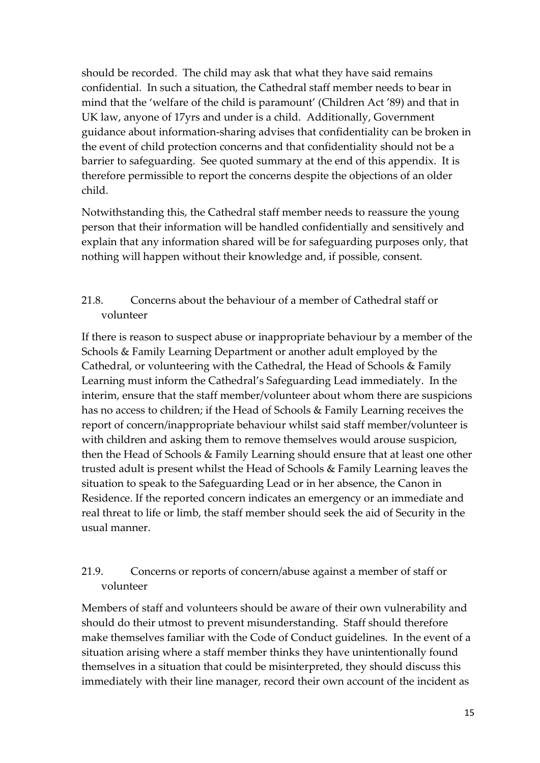should be recorded. The child may ask that what they have said remains confidential. In such a situation, the Cathedral staff member needs to bear in mind that the 'welfare of the child is paramount' (Children Act '89) and that in UK law, anyone of 17yrs and under is a child. Additionally, Government guidance about information-sharing advises that confidentiality can be broken in the event of child protection concerns and that confidentiality should not be a barrier to safeguarding. See quoted summary at the end of this appendix. It is therefore permissible to report the concerns despite the objections of an older child.

Notwithstanding this, the Cathedral staff member needs to reassure the young person that their information will be handled confidentially and sensitively and explain that any information shared will be for safeguarding purposes only, that nothing will happen without their knowledge and, if possible, consent.

### 21.8. Concerns about the behaviour of a member of Cathedral staff or volunteer

If there is reason to suspect abuse or inappropriate behaviour by a member of the Schools & Family Learning Department or another adult employed by the Cathedral, or volunteering with the Cathedral, the Head of Schools & Family Learning must inform the Cathedral's Safeguarding Lead immediately. In the interim, ensure that the staff member/volunteer about whom there are suspicions has no access to children; if the Head of Schools & Family Learning receives the report of concern/inappropriate behaviour whilst said staff member/volunteer is with children and asking them to remove themselves would arouse suspicion, then the Head of Schools & Family Learning should ensure that at least one other trusted adult is present whilst the Head of Schools & Family Learning leaves the situation to speak to the Safeguarding Lead or in her absence, the Canon in Residence. If the reported concern indicates an emergency or an immediate and real threat to life or limb, the staff member should seek the aid of Security in the usual manner.

### 21.9. Concerns or reports of concern/abuse against a member of staff or volunteer

Members of staff and volunteers should be aware of their own vulnerability and should do their utmost to prevent misunderstanding. Staff should therefore make themselves familiar with the Code of Conduct guidelines. In the event of a situation arising where a staff member thinks they have unintentionally found themselves in a situation that could be misinterpreted, they should discuss this immediately with their line manager, record their own account of the incident as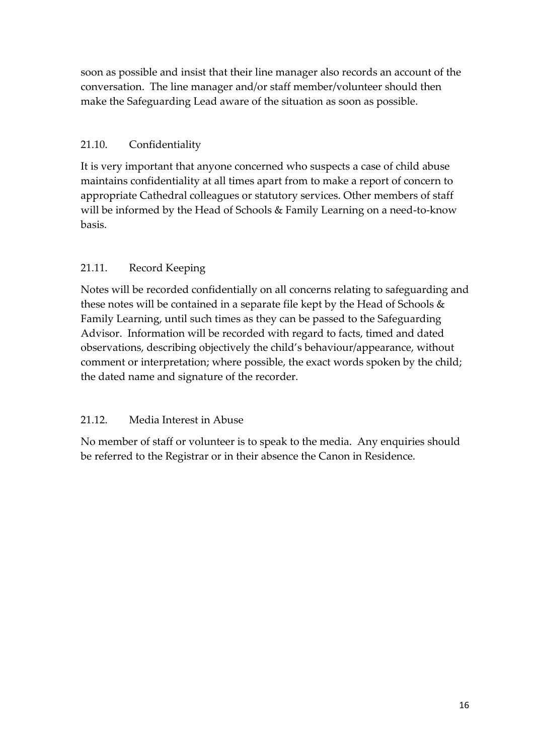soon as possible and insist that their line manager also records an account of the conversation. The line manager and/or staff member/volunteer should then make the Safeguarding Lead aware of the situation as soon as possible.

### 21.10. Confidentiality

It is very important that anyone concerned who suspects a case of child abuse maintains confidentiality at all times apart from to make a report of concern to appropriate Cathedral colleagues or statutory services. Other members of staff will be informed by the Head of Schools & Family Learning on a need-to-know basis.

### 21.11. Record Keeping

Notes will be recorded confidentially on all concerns relating to safeguarding and these notes will be contained in a separate file kept by the Head of Schools & Family Learning, until such times as they can be passed to the Safeguarding Advisor. Information will be recorded with regard to facts, timed and dated observations, describing objectively the child's behaviour/appearance, without comment or interpretation; where possible, the exact words spoken by the child; the dated name and signature of the recorder.

### 21.12. Media Interest in Abuse

No member of staff or volunteer is to speak to the media. Any enquiries should be referred to the Registrar or in their absence the Canon in Residence.